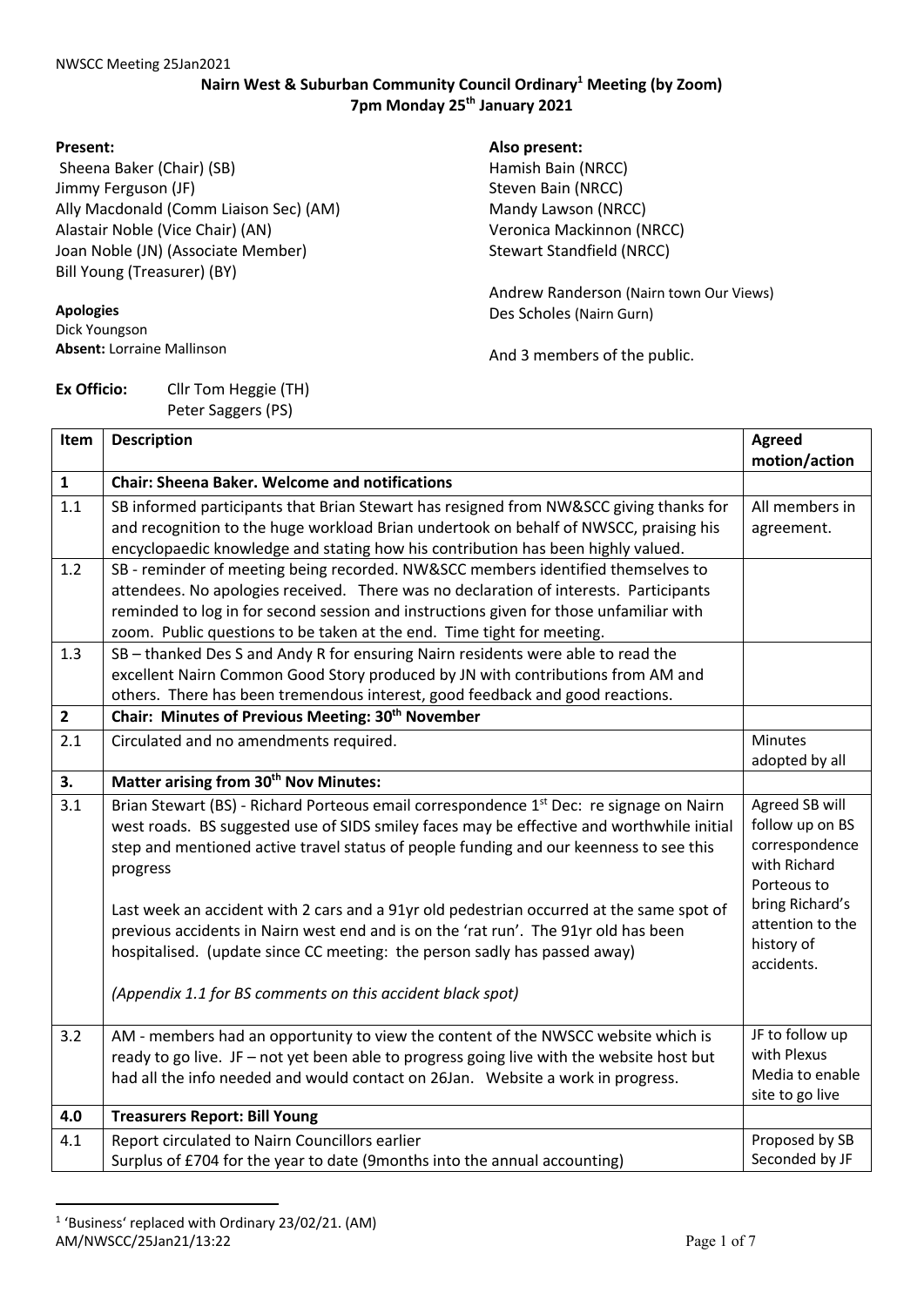# Nairn West & Suburban Community Council Ordinary[1] Meeting (by Zoom)

**7pm Monday 25th January 2021**

**Present:**
Sheena Baker (Chair) (SB)
Jimmy Ferguson (JF)
Ally Macdonald (Comm Liaison Sec) (AM)
Alastair Noble (Vice Chair) (AN)
Joan Noble (JN) (Associate Member)
Bill Young (Treasurer) (BY)

**Apologies**
Dick Youngson
**Absent:** Lorraine Mallinson

**Also present:**
Hamish Bain (NRCC)
Steven Bain (NRCC)
Mandy Lawson (NRCC)
Veronica Mackinnon (NRCC)
Stewart Standfield (NRCC)

Andrew Randerson (Nairn town Our Views)
Des Scholes (Nairn Gurn)

And 3 members of the public.

**Ex Officio:** Cllr Tom Heggie (TH)
Peter Saggers (PS)

| Item | Description | Agreed motion/action |
|---|---|---|
| **1** | **Chair: Sheena Baker. Welcome and notifications** | |
| 1.1 | SB informed participants that Brian Stewart has resigned from NW&SCC giving thanks for and recognition to the huge workload Brian undertook on behalf of NWSCC, praising his encyclopaedic knowledge and stating how his contribution has been highly valued. | All members in agreement. |
| 1.2 | SB - reminder of meeting being recorded. NW&SCC members identified themselves to attendees. No apologies received. There was no declaration of interests. Participants reminded to log in for second session and instructions given for those unfamiliar with zoom. Public questions to be taken at the end. Time tight for meeting. | |
| 1.3 | SB – thanked Des S and Andy R for ensuring Nairn residents were able to read the excellent Nairn Common Good Story produced by JN with contributions from AM and others. There has been tremendous interest, good feedback and good reactions. | |
| **2** | **Chair: Minutes of Previous Meeting: 30th November** | |
| 2.1 | Circulated and no amendments required. | Minutes adopted by all |
| **3.** | **Matter arising from 30th Nov Minutes:** | |
| 3.1 | Brian Stewart (BS) - Richard Porteous email correspondence 1st Dec: re signage on Nairn west roads. BS suggested use of SIDS smiley faces may be effective and worthwhile initial step and mentioned active travel status of people funding and our keenness to see this progress<br><br>Last week an accident with 2 cars and a 91yr old pedestrian occurred at the same spot of previous accidents in Nairn west end and is on the 'rat run'. The 91yr old has been hospitalised. (update since CC meeting: the person sadly has passed away)<br><br>*(Appendix 1.1 for BS comments on this accident black spot)* | Agreed SB will follow up on BS correspondence with Richard Porteous to bring Richard's attention to the history of accidents. |
| 3.2 | AM - members had an opportunity to view the content of the NWSCC website which is ready to go live. JF – not yet been able to progress going live with the website host but had all the info needed and would contact on 26Jan. Website a work in progress. | JF to follow up with Plexus Media to enable site to go live |
| **4.0** | **Treasurers Report: Bill Young** | |
| 4.1 | Report circulated to Nairn Councillors earlier<br>Surplus of £704 for the year to date (9months into the annual accounting) | Proposed by SB<br>Seconded by JF |

[1] 'Business' replaced with Ordinary 23/02/21. (AM)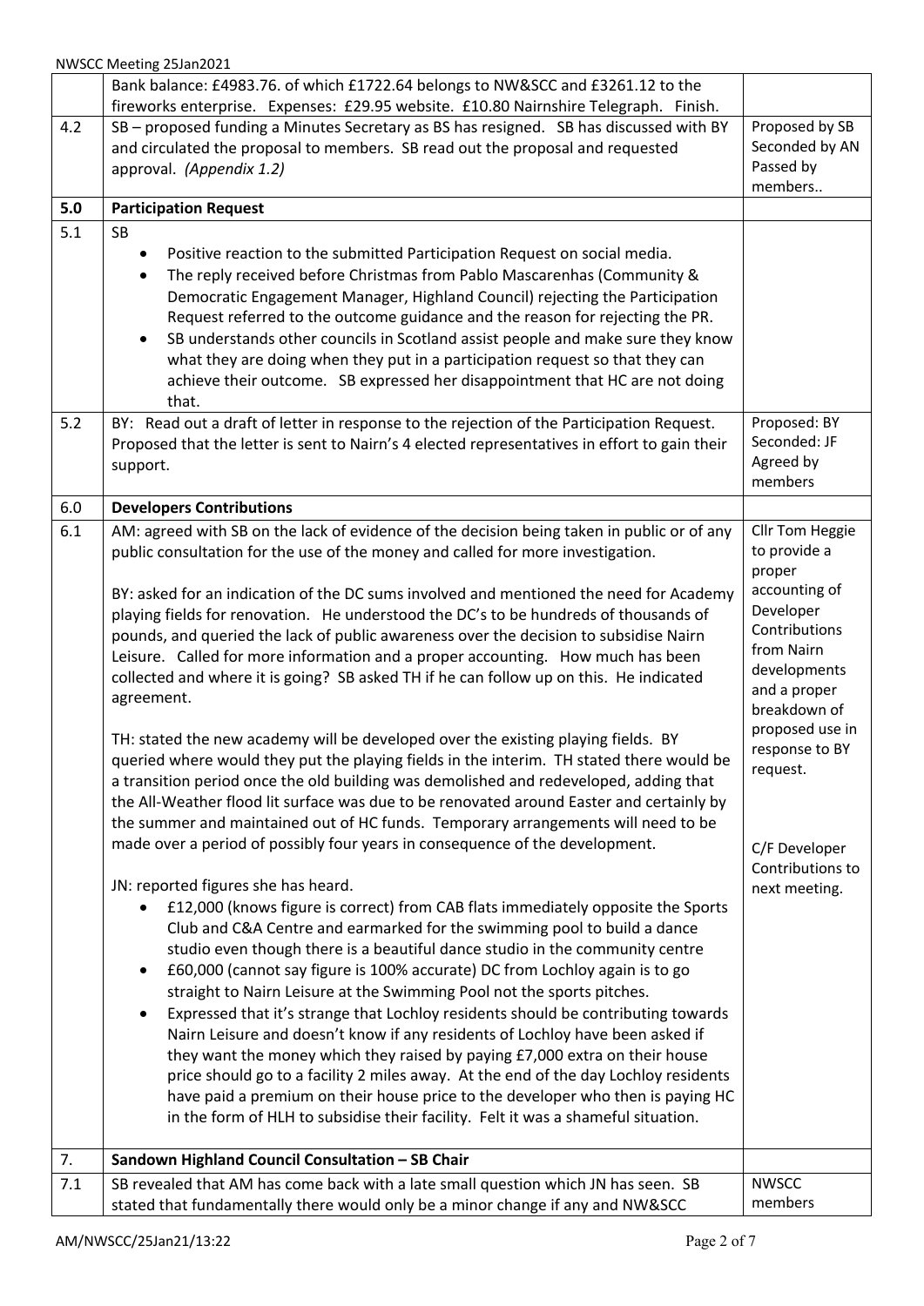| | | |
|---|---|---|
| | Bank balance: £4983.76. of which £1722.64 belongs to NW&SCC and £3261.12 to the fireworks enterprise. Expenses: £29.95 website. £10.80 Nairnshire Telegraph. Finish. | |
| 4.2 | SB – proposed funding a Minutes Secretary as BS has resigned. SB has discussed with BY and circulated the proposal to members. SB read out the proposal and requested approval. *(Appendix 1.2)* | Proposed by SB Seconded by AN Passed by members.. |
| **5.0** | **Participation Request** | |
| 5.1 | SB<br>• Positive reaction to the submitted Participation Request on social media.<br>• The reply received before Christmas from Pablo Mascarenhas (Community & Democratic Engagement Manager, Highland Council) rejecting the Participation Request referred to the outcome guidance and the reason for rejecting the PR.<br>• SB understands other councils in Scotland assist people and make sure they know what they are doing when they put in a participation request so that they can achieve their outcome. SB expressed her disappointment that HC are not doing that. | |
| 5.2 | BY: Read out a draft of letter in response to the rejection of the Participation Request. Proposed that the letter is sent to Nairn's 4 elected representatives in effort to gain their support. | Proposed: BY Seconded: JF Agreed by members |
| 6.0 | **Developers Contributions** | |
| 6.1 | AM: agreed with SB on the lack of evidence of the decision being taken in public or of any public consultation for the use of the money and called for more investigation.<br><br>BY: asked for an indication of the DC sums involved and mentioned the need for Academy playing fields for renovation. He understood the DC's to be hundreds of thousands of pounds, and queried the lack of public awareness over the decision to subsidise Nairn Leisure. Called for more information and a proper accounting. How much has been collected and where it is going? SB asked TH if he can follow up on this. He indicated agreement.<br><br>TH: stated the new academy will be developed over the existing playing fields. BY queried where would they put the playing fields in the interim. TH stated there would be a transition period once the old building was demolished and redeveloped, adding that the All-Weather flood lit surface was due to be renovated around Easter and certainly by the summer and maintained out of HC funds. Temporary arrangements will need to be made over a period of possibly four years in consequence of the development.<br><br>JN: reported figures she has heard.<br>• £12,000 (knows figure is correct) from CAB flats immediately opposite the Sports Club and C&A Centre and earmarked for the swimming pool to build a dance studio even though there is a beautiful dance studio in the community centre<br>• £60,000 (cannot say figure is 100% accurate) DC from Lochloy again is to go straight to Nairn Leisure at the Swimming Pool not the sports pitches.<br>• Expressed that it's strange that Lochloy residents should be contributing towards Nairn Leisure and doesn't know if any residents of Lochloy have been asked if they want the money which they raised by paying £7,000 extra on their house price should go to a facility 2 miles away. At the end of the day Lochloy residents have paid a premium on their house price to the developer who then is paying HC in the form of HLH to subsidise their facility. Felt it was a shameful situation. | Cllr Tom Heggie to provide a proper accounting of Developer Contributions from Nairn developments and a proper breakdown of proposed use in response to BY request.<br><br>C/F Developer Contributions to next meeting. |
| 7. | **Sandown Highland Council Consultation – SB Chair** | |
| 7.1 | SB revealed that AM has come back with a late small question which JN has seen. SB stated that fundamentally there would only be a minor change if any and NW&SCC | NWSCC members |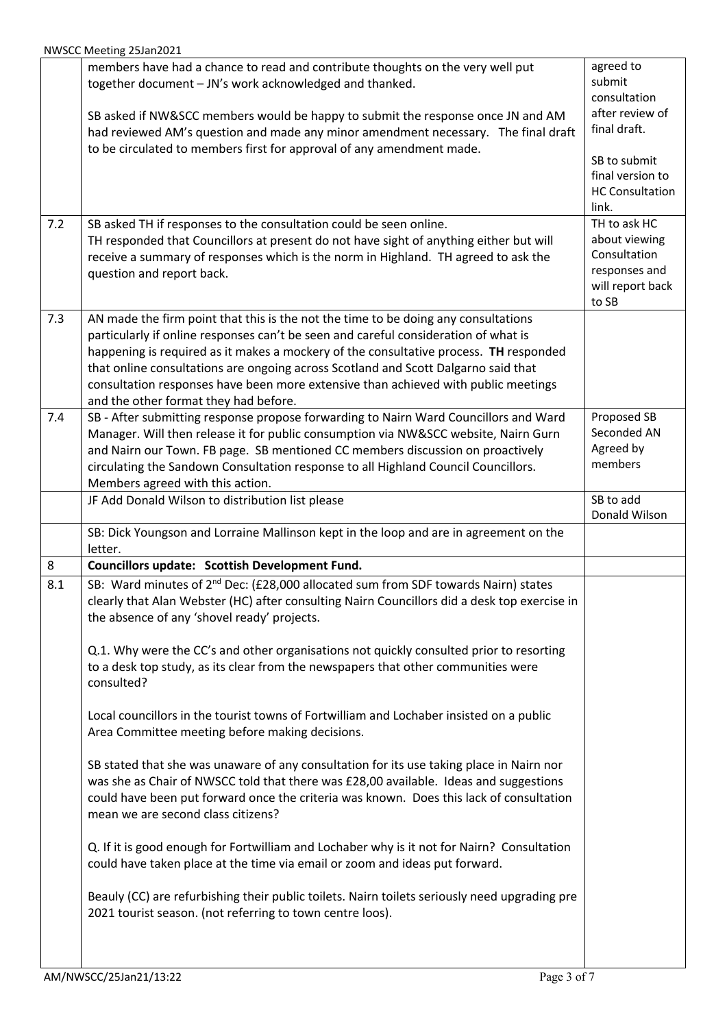| | | |
|---|---|---|
| | members have had a chance to read and contribute thoughts on the very well put together document – JN's work acknowledged and thanked.<br><br>SB asked if NW&SCC members would be happy to submit the response once JN and AM had reviewed AM's question and made any minor amendment necessary. The final draft to be circulated to members first for approval of any amendment made. | agreed to submit consultation after review of final draft.<br><br>SB to submit final version to HC Consultation link. |
| 7.2 | SB asked TH if responses to the consultation could be seen online.<br>TH responded that Councillors at present do not have sight of anything either but will receive a summary of responses which is the norm in Highland. TH agreed to ask the question and report back. | TH to ask HC about viewing Consultation responses and will report back to SB |
| 7.3 | AN made the firm point that this is the not the time to be doing any consultations particularly if online responses can't be seen and careful consideration of what is happening is required as it makes a mockery of the consultative process. **TH** responded that online consultations are ongoing across Scotland and Scott Dalgarno said that consultation responses have been more extensive than achieved with public meetings and the other format they had before. | |
| 7.4 | SB - After submitting response propose forwarding to Nairn Ward Councillors and Ward Manager. Will then release it for public consumption via NW&SCC website, Nairn Gurn and Nairn our Town. FB page. SB mentioned CC members discussion on proactively circulating the Sandown Consultation response to all Highland Council Councillors. Members agreed with this action. | Proposed SB<br>Seconded AN<br>Agreed by members |
| | JF Add Donald Wilson to distribution list please | SB to add Donald Wilson |
| | SB: Dick Youngson and Lorraine Mallinson kept in the loop and are in agreement on the letter. | |
| 8 | **Councillors update: Scottish Development Fund.** | |
| 8.1 | SB: Ward minutes of 2nd Dec: (£28,000 allocated sum from SDF towards Nairn) states clearly that Alan Webster (HC) after consulting Nairn Councillors did a desk top exercise in the absence of any 'shovel ready' projects.<br><br>Q.1. Why were the CC's and other organisations not quickly consulted prior to resorting to a desk top study, as its clear from the newspapers that other communities were consulted?<br><br>Local councillors in the tourist towns of Fortwilliam and Lochaber insisted on a public Area Committee meeting before making decisions.<br><br>SB stated that she was unaware of any consultation for its use taking place in Nairn nor was she as Chair of NWSCC told that there was £28,00 available. Ideas and suggestions could have been put forward once the criteria was known. Does this lack of consultation mean we are second class citizens?<br><br>Q. If it is good enough for Fortwilliam and Lochaber why is it not for Nairn? Consultation could have taken place at the time via email or zoom and ideas put forward.<br><br>Beauly (CC) are refurbishing their public toilets. Nairn toilets seriously need upgrading pre 2021 tourist season. (not referring to town centre loos). | |

AM/NWSCC/25Jan21/13:22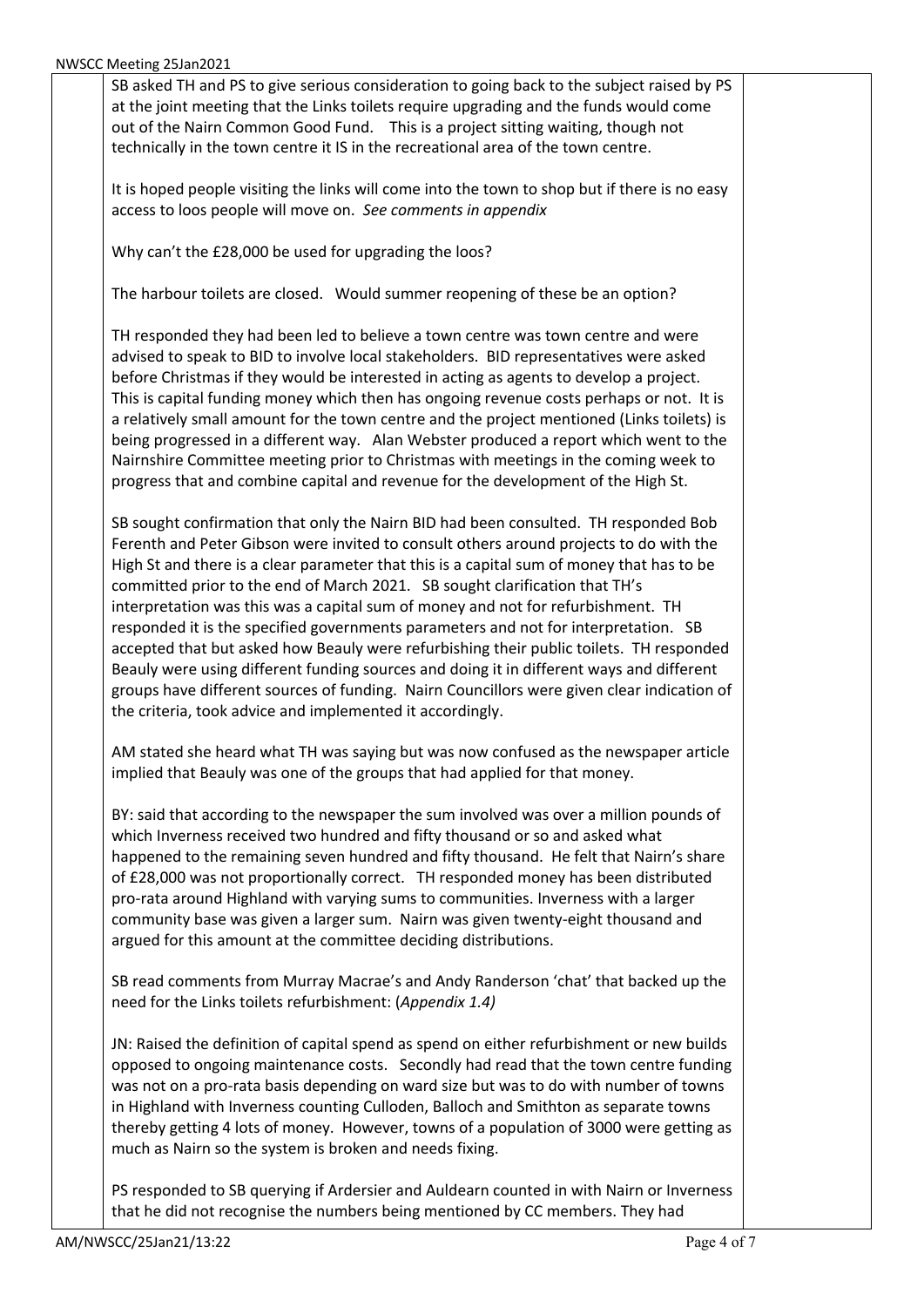SB asked TH and PS to give serious consideration to going back to the subject raised by PS at the joint meeting that the Links toilets require upgrading and the funds would come out of the Nairn Common Good Fund. This is a project sitting waiting, though not technically in the town centre it IS in the recreational area of the town centre.

It is hoped people visiting the links will come into the town to shop but if there is no easy access to loos people will move on. *See comments in appendix*

Why can't the £28,000 be used for upgrading the loos?

The harbour toilets are closed. Would summer reopening of these be an option?

TH responded they had been led to believe a town centre was town centre and were advised to speak to BID to involve local stakeholders. BID representatives were asked before Christmas if they would be interested in acting as agents to develop a project. This is capital funding money which then has ongoing revenue costs perhaps or not. It is a relatively small amount for the town centre and the project mentioned (Links toilets) is being progressed in a different way. Alan Webster produced a report which went to the Nairnshire Committee meeting prior to Christmas with meetings in the coming week to progress that and combine capital and revenue for the development of the High St.

SB sought confirmation that only the Nairn BID had been consulted. TH responded Bob Ferenth and Peter Gibson were invited to consult others around projects to do with the High St and there is a clear parameter that this is a capital sum of money that has to be committed prior to the end of March 2021. SB sought clarification that TH's interpretation was this was a capital sum of money and not for refurbishment. TH responded it is the specified governments parameters and not for interpretation. SB accepted that but asked how Beauly were refurbishing their public toilets. TH responded Beauly were using different funding sources and doing it in different ways and different groups have different sources of funding. Nairn Councillors were given clear indication of the criteria, took advice and implemented it accordingly.

AM stated she heard what TH was saying but was now confused as the newspaper article implied that Beauly was one of the groups that had applied for that money.

BY: said that according to the newspaper the sum involved was over a million pounds of which Inverness received two hundred and fifty thousand or so and asked what happened to the remaining seven hundred and fifty thousand. He felt that Nairn's share of £28,000 was not proportionally correct. TH responded money has been distributed pro-rata around Highland with varying sums to communities. Inverness with a larger community base was given a larger sum. Nairn was given twenty-eight thousand and argued for this amount at the committee deciding distributions.

SB read comments from Murray Macrae's and Andy Randerson 'chat' that backed up the need for the Links toilets refurbishment: (*Appendix 1.4)*

JN: Raised the definition of capital spend as spend on either refurbishment or new builds opposed to ongoing maintenance costs. Secondly had read that the town centre funding was not on a pro-rata basis depending on ward size but was to do with number of towns in Highland with Inverness counting Culloden, Balloch and Smithton as separate towns thereby getting 4 lots of money. However, towns of a population of 3000 were getting as much as Nairn so the system is broken and needs fixing.

PS responded to SB querying if Ardersier and Auldearn counted in with Nairn or Inverness that he did not recognise the numbers being mentioned by CC members. They had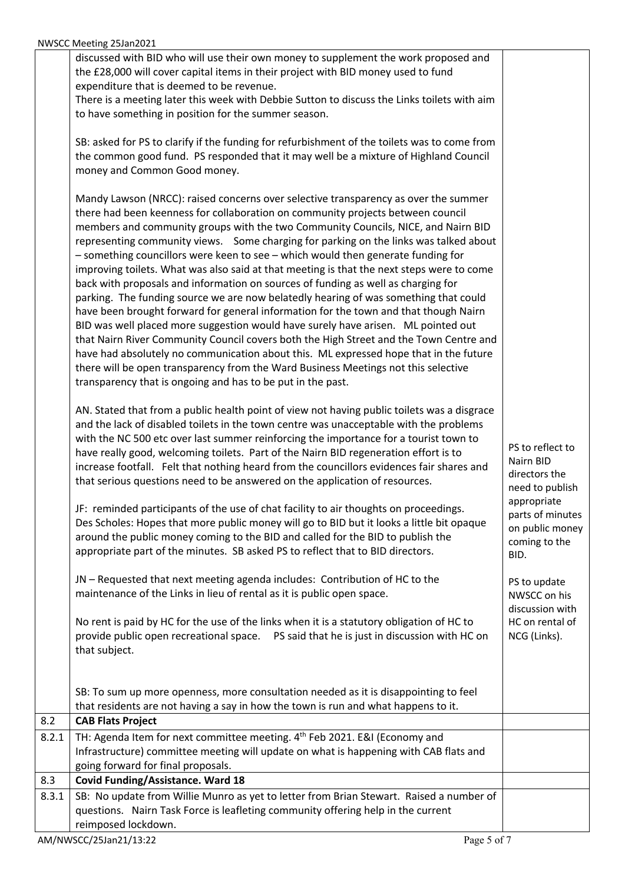| | | |
|---|---|---|
| | discussed with BID who will use their own money to supplement the work proposed and the £28,000 will cover capital items in their project with BID money used to fund expenditure that is deemed to be revenue.<br>There is a meeting later this week with Debbie Sutton to discuss the Links toilets with aim to have something in position for the summer season.<br><br>SB: asked for PS to clarify if the funding for refurbishment of the toilets was to come from the common good fund. PS responded that it may well be a mixture of Highland Council money and Common Good money.<br><br>Mandy Lawson (NRCC): raised concerns over selective transparency as over the summer there had been keenness for collaboration on community projects between council members and community groups with the two Community Councils, NICE, and Nairn BID representing community views. Some charging for parking on the links was talked about – something councillors were keen to see – which would then generate funding for improving toilets. What was also said at that meeting is that the next steps were to come back with proposals and information on sources of funding as well as charging for parking. The funding source we are now belatedly hearing of was something that could have been brought forward for general information for the town and that though Nairn BID was well placed more suggestion would have surely have arisen. ML pointed out that Nairn River Community Council covers both the High Street and the Town Centre and have had absolutely no communication about this. ML expressed hope that in the future there will be open transparency from the Ward Business Meetings not this selective transparency that is ongoing and has to be put in the past.<br><br>AN. Stated that from a public health point of view not having public toilets was a disgrace and the lack of disabled toilets in the town centre was unacceptable with the problems with the NC 500 etc over last summer reinforcing the importance for a tourist town to have really good, welcoming toilets. Part of the Nairn BID regeneration effort is to increase footfall. Felt that nothing heard from the councillors evidences fair shares and that serious questions need to be answered on the application of resources.<br><br>JF: reminded participants of the use of chat facility to air thoughts on proceedings.<br>Des Scholes: Hopes that more public money will go to BID but it looks a little bit opaque around the public money coming to the BID and called for the BID to publish the appropriate part of the minutes. SB asked PS to reflect that to BID directors.<br><br>JN – Requested that next meeting agenda includes: Contribution of HC to the maintenance of the Links in lieu of rental as it is public open space.<br><br>No rent is paid by HC for the use of the links when it is a statutory obligation of HC to provide public open recreational space. PS said that he is just in discussion with HC on that subject.<br><br>SB: To sum up more openness, more consultation needed as it is disappointing to feel that residents are not having a say in how the town is run and what happens to it. | PS to reflect to Nairn BID directors the need to publish appropriate parts of minutes on public money coming to the BID.<br><br>PS to update NWSCC on his discussion with HC on rental of NCG (Links). |
| 8.2 | **CAB Flats Project** | |
| 8.2.1 | TH: Agenda Item for next committee meeting. 4th Feb 2021. E&I (Economy and Infrastructure) committee meeting will update on what is happening with CAB flats and going forward for final proposals. | |
| 8.3 | **Covid Funding/Assistance. Ward 18** | |
| 8.3.1 | SB: No update from Willie Munro as yet to letter from Brian Stewart. Raised a number of questions. Nairn Task Force is leafleting community offering help in the current reimposed lockdown. | |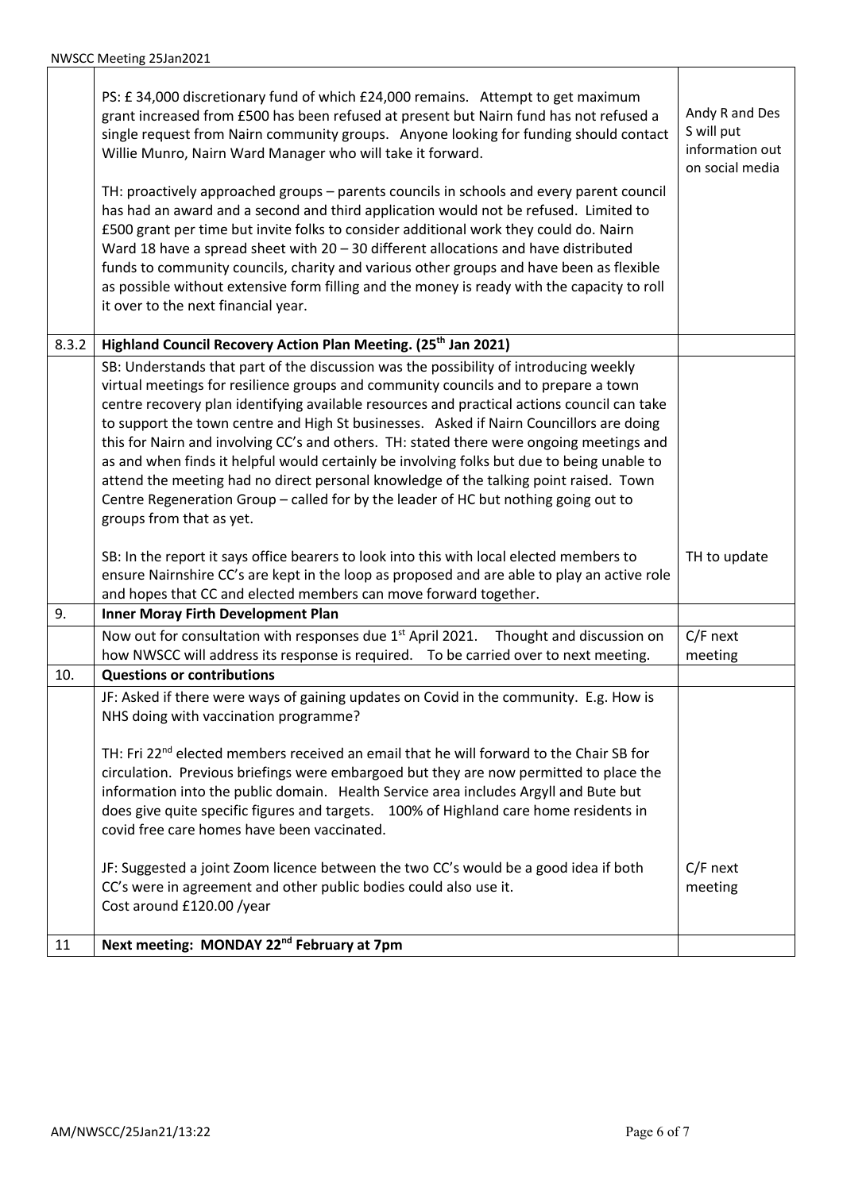| | | |
|---|---|---|
| | PS: £ 34,000 discretionary fund of which £24,000 remains. Attempt to get maximum grant increased from £500 has been refused at present but Nairn fund has not refused a single request from Nairn community groups. Anyone looking for funding should contact Willie Munro, Nairn Ward Manager who will take it forward.<br><br>TH: proactively approached groups – parents councils in schools and every parent council has had an award and a second and third application would not be refused. Limited to £500 grant per time but invite folks to consider additional work they could do. Nairn Ward 18 have a spread sheet with 20 – 30 different allocations and have distributed funds to community councils, charity and various other groups and have been as flexible as possible without extensive form filling and the money is ready with the capacity to roll it over to the next financial year. | Andy R and Des S will put information out on social media |
| 8.3.2 | **Highland Council Recovery Action Plan Meeting. (25th Jan 2021)** | |
| | SB: Understands that part of the discussion was the possibility of introducing weekly virtual meetings for resilience groups and community councils and to prepare a town centre recovery plan identifying available resources and practical actions council can take to support the town centre and High St businesses. Asked if Nairn Councillors are doing this for Nairn and involving CC's and others. TH: stated there were ongoing meetings and as and when finds it helpful would certainly be involving folks but due to being unable to attend the meeting had no direct personal knowledge of the talking point raised. Town Centre Regeneration Group – called for by the leader of HC but nothing going out to groups from that as yet.<br><br>SB: In the report it says office bearers to look into this with local elected members to ensure Nairnshire CC's are kept in the loop as proposed and are able to play an active role and hopes that CC and elected members can move forward together. | TH to update |
| 9. | **Inner Moray Firth Development Plan** | |
| | Now out for consultation with responses due 1st April 2021. Thought and discussion on how NWSCC will address its response is required. To be carried over to next meeting. | C/F next meeting |
| 10. | **Questions or contributions** | |
| | JF: Asked if there were ways of gaining updates on Covid in the community. E.g. How is NHS doing with vaccination programme?<br><br>TH: Fri 22nd elected members received an email that he will forward to the Chair SB for circulation. Previous briefings were embargoed but they are now permitted to place the information into the public domain. Health Service area includes Argyll and Bute but does give quite specific figures and targets. 100% of Highland care home residents in covid free care homes have been vaccinated.<br><br>JF: Suggested a joint Zoom licence between the two CC's would be a good idea if both CC's were in agreement and other public bodies could also use it.<br>Cost around £120.00 /year | C/F next meeting |
| 11 | **Next meeting: MONDAY 22nd February at 7pm** | |

AM/NWSCC/25Jan21/13:22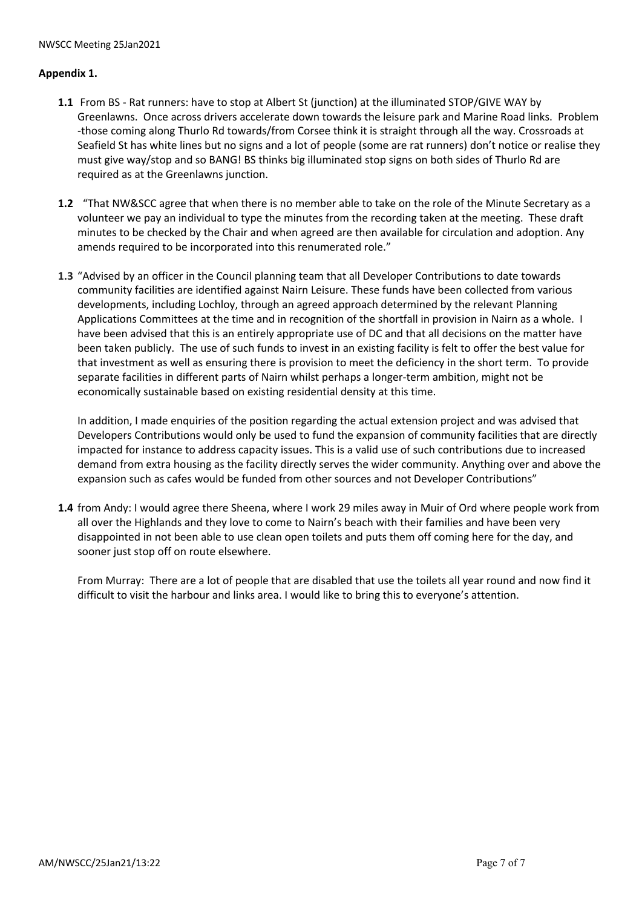**Appendix 1.**

**1.1** From BS - Rat runners: have to stop at Albert St (junction) at the illuminated STOP/GIVE WAY by Greenlawns. Once across drivers accelerate down towards the leisure park and Marine Road links. Problem -those coming along Thurlo Rd towards/from Corsee think it is straight through all the way. Crossroads at Seafield St has white lines but no signs and a lot of people (some are rat runners) don't notice or realise they must give way/stop and so BANG! BS thinks big illuminated stop signs on both sides of Thurlo Rd are required as at the Greenlawns junction.

**1.2** "That NW&SCC agree that when there is no member able to take on the role of the Minute Secretary as a volunteer we pay an individual to type the minutes from the recording taken at the meeting. These draft minutes to be checked by the Chair and when agreed are then available for circulation and adoption. Any amends required to be incorporated into this renumerated role."

**1.3** "Advised by an officer in the Council planning team that all Developer Contributions to date towards community facilities are identified against Nairn Leisure. These funds have been collected from various developments, including Lochloy, through an agreed approach determined by the relevant Planning Applications Committees at the time and in recognition of the shortfall in provision in Nairn as a whole. I have been advised that this is an entirely appropriate use of DC and that all decisions on the matter have been taken publicly. The use of such funds to invest in an existing facility is felt to offer the best value for that investment as well as ensuring there is provision to meet the deficiency in the short term. To provide separate facilities in different parts of Nairn whilst perhaps a longer-term ambition, might not be economically sustainable based on existing residential density at this time.

In addition, I made enquiries of the position regarding the actual extension project and was advised that Developers Contributions would only be used to fund the expansion of community facilities that are directly impacted for instance to address capacity issues. This is a valid use of such contributions due to increased demand from extra housing as the facility directly serves the wider community. Anything over and above the expansion such as cafes would be funded from other sources and not Developer Contributions"

**1.4** from Andy: I would agree there Sheena, where I work 29 miles away in Muir of Ord where people work from all over the Highlands and they love to come to Nairn's beach with their families and have been very disappointed in not been able to use clean open toilets and puts them off coming here for the day, and sooner just stop off on route elsewhere.

From Murray: There are a lot of people that are disabled that use the toilets all year round and now find it difficult to visit the harbour and links area. I would like to bring this to everyone's attention.